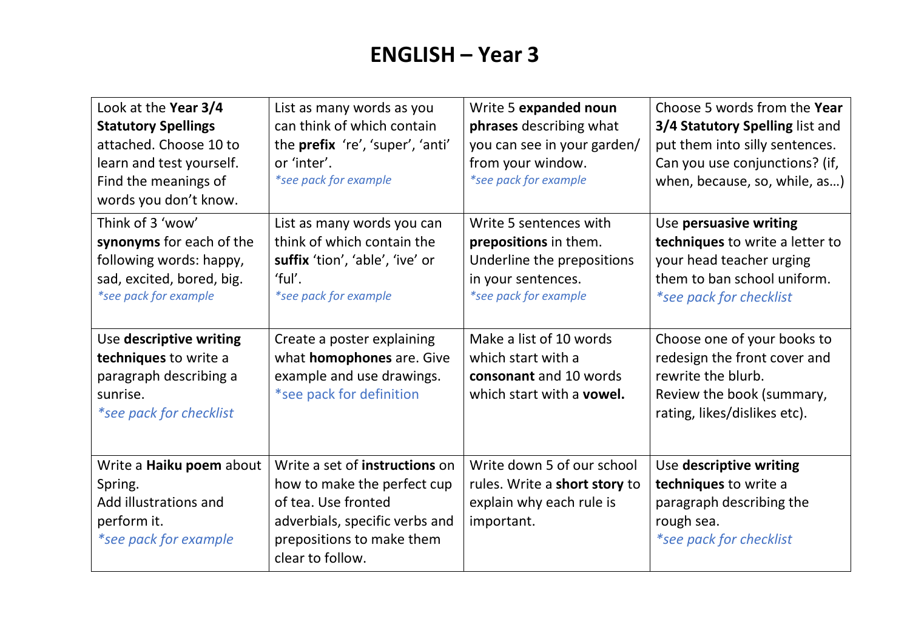# ENGLISH – Year 3

| | | | |
|---|---|---|---|
| Look at the **Year 3/4 Statutory Spellings** attached. Choose 10 to learn and test yourself. Find the meanings of words you don't know. | List as many words as you can think of which contain the **prefix** 're', 'super', 'anti' or 'inter'. *\*see pack for example* | Write 5 **expanded noun phrases** describing what you can see in your garden/ from your window. *\*see pack for example* | Choose 5 words from the **Year 3/4 Statutory Spelling** list and put them into silly sentences. Can you use conjunctions? (if, when, because, so, while, as…) |
| Think of 3 'wow' **synonyms** for each of the following words: happy, sad, excited, bored, big. *\*see pack for example* | List as many words you can think of which contain the **suffix** 'tion', 'able', 'ive' or 'ful'. *\*see pack for example* | Write 5 sentences with **prepositions** in them. Underline the prepositions in your sentences. *\*see pack for example* | Use **persuasive writing techniques** to write a letter to your head teacher urging them to ban school uniform. *\*see pack for checklist* |
| Use **descriptive writing techniques** to write a paragraph describing a sunrise. *\*see pack for checklist* | Create a poster explaining what **homophones** are. Give example and use drawings. \*see pack for definition | Make a list of 10 words which start with a **consonant** and 10 words which start with a **vowel.** | Choose one of your books to redesign the front cover and rewrite the blurb. Review the book (summary, rating, likes/dislikes etc). |
| Write a **Haiku poem** about Spring. Add illustrations and perform it. *\*see pack for example* | Write a set of **instructions** on how to make the perfect cup of tea. Use fronted adverbials, specific verbs and prepositions to make them clear to follow. | Write down 5 of our school rules. Write a **short story** to explain why each rule is important. | Use **descriptive writing techniques** to write a paragraph describing the rough sea. *\*see pack for checklist* |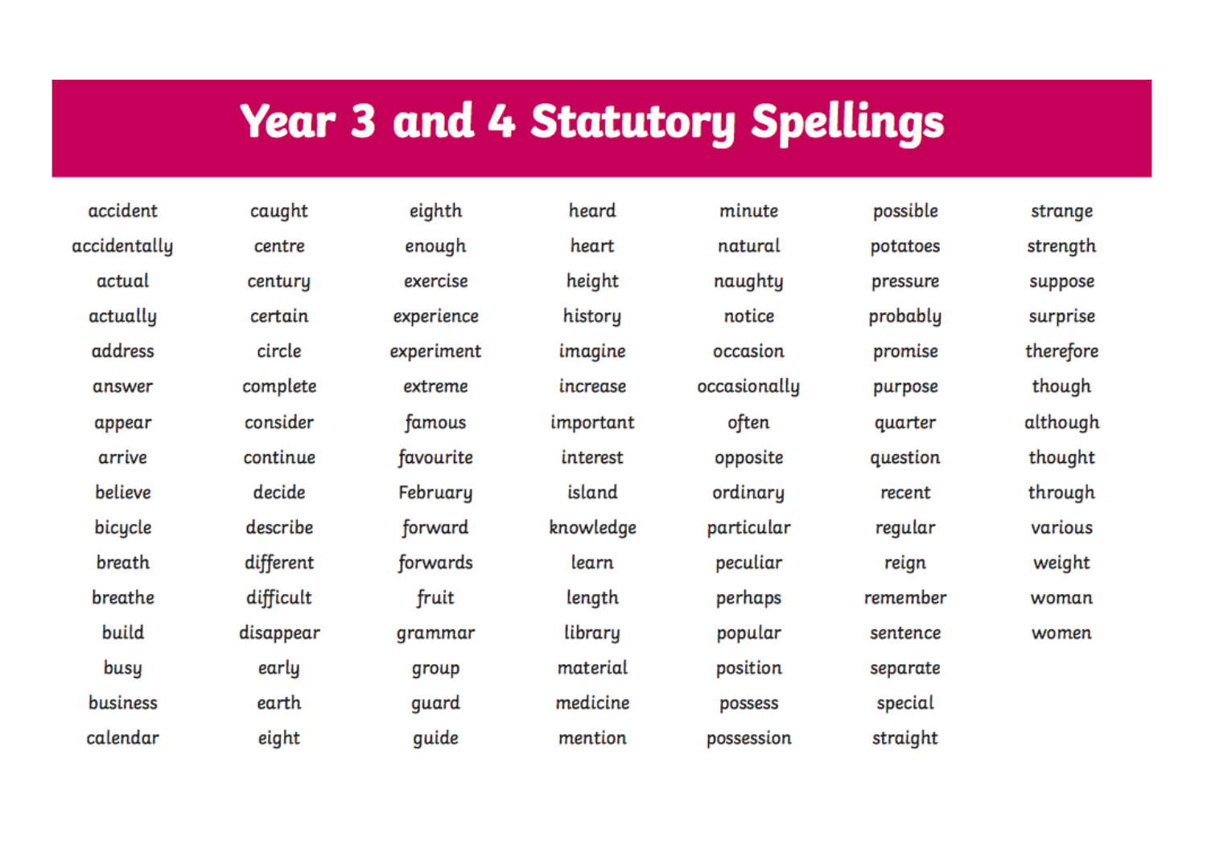# Year 3 and 4 Statutory Spellings

| | | | | | | |
|---|---|---|---|---|---|---|
| accident | caught | eighth | heard | minute | possible | strange |
| accidentally | centre | enough | heart | natural | potatoes | strength |
| actual | century | exercise | height | naughty | pressure | suppose |
| actually | certain | experience | history | notice | probably | surprise |
| address | circle | experiment | imagine | occasion | promise | therefore |
| answer | complete | extreme | increase | occasionally | purpose | though |
| appear | consider | famous | important | often | quarter | although |
| arrive | continue | favourite | interest | opposite | question | thought |
| believe | decide | February | island | ordinary | recent | through |
| bicycle | describe | forward | knowledge | particular | regular | various |
| breath | different | forwards | learn | peculiar | reign | weight |
| breathe | difficult | fruit | length | perhaps | remember | woman |
| build | disappear | grammar | library | popular | sentence | women |
| busy | early | group | material | position | separate | |
| business | earth | guard | medicine | possess | special | |
| calendar | eight | guide | mention | possession | straight | |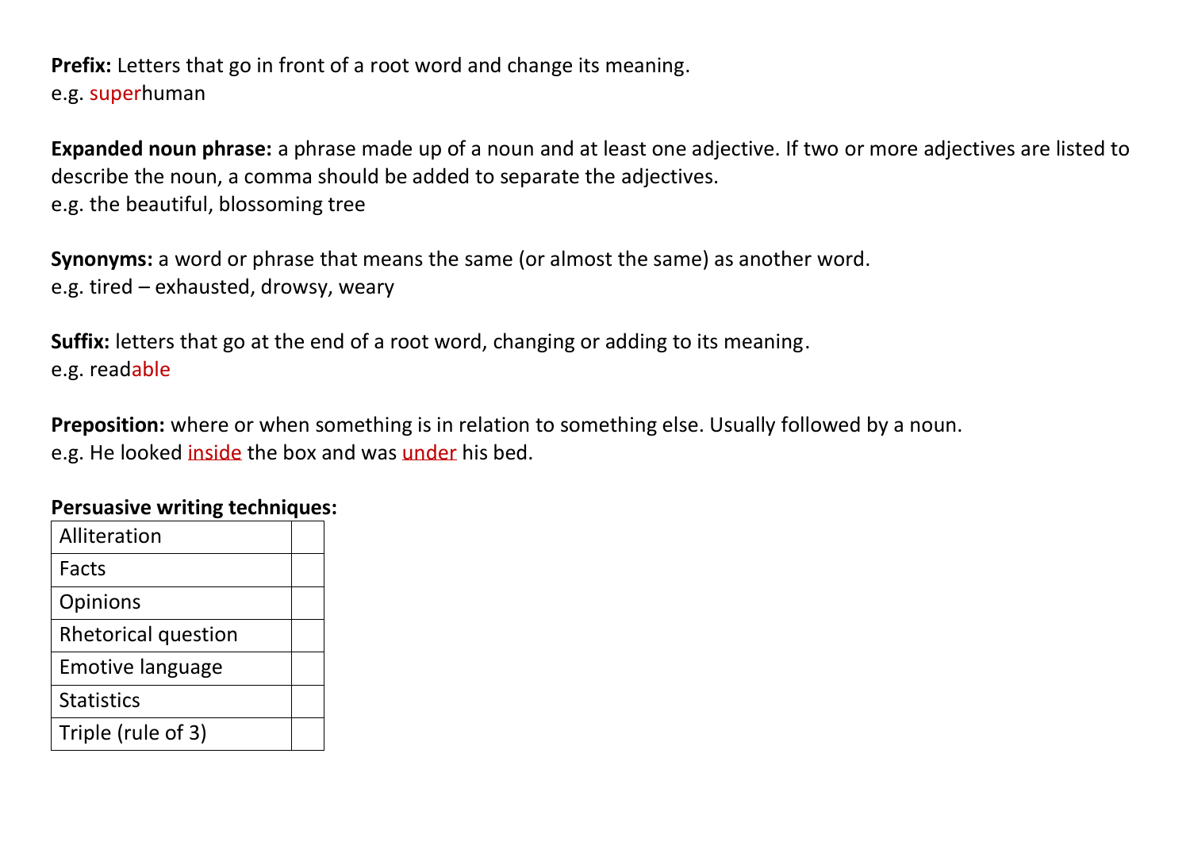**Prefix:** Letters that go in front of a root word and change its meaning.
e.g. superhuman

**Expanded noun phrase:** a phrase made up of a noun and at least one adjective. If two or more adjectives are listed to describe the noun, a comma should be added to separate the adjectives.
e.g. the beautiful, blossoming tree

**Synonyms:** a word or phrase that means the same (or almost the same) as another word.
e.g. tired – exhausted, drowsy, weary

**Suffix:** letters that go at the end of a root word, changing or adding to its meaning.
e.g. readable

**Preposition:** where or when something is in relation to something else. Usually followed by a noun.
e.g. He looked inside the box and was under his bed.

**Persuasive writing techniques:**

| | |
|---|---|
| Alliteration | |
| Facts | |
| Opinions | |
| Rhetorical question | |
| Emotive language | |
| Statistics | |
| Triple (rule of 3) | |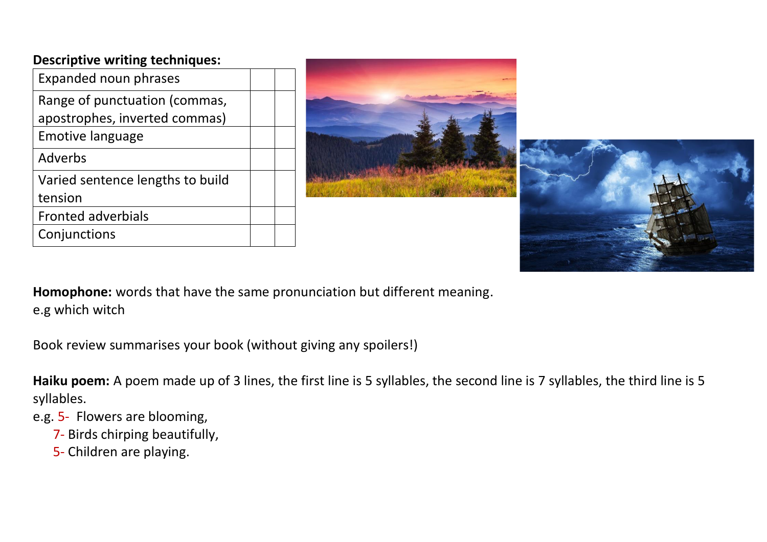**Descriptive writing techniques:**

| | | |
|---|---|---|
| Expanded noun phrases | | |
| Range of punctuation (commas, apostrophes, inverted commas) | | |
| Emotive language | | |
| Adverbs | | |
| Varied sentence lengths to build tension | | |
| Fronted adverbials | | |
| Conjunctions | | |

**Homophone:** words that have the same pronunciation but different meaning.
e.g which witch

Book review summarises your book (without giving any spoilers!)

**Haiku poem:** A poem made up of 3 lines, the first line is 5 syllables, the second line is 7 syllables, the third line is 5 syllables.

e.g. 5- Flowers are blooming,
7- Birds chirping beautifully,
5- Children are playing.